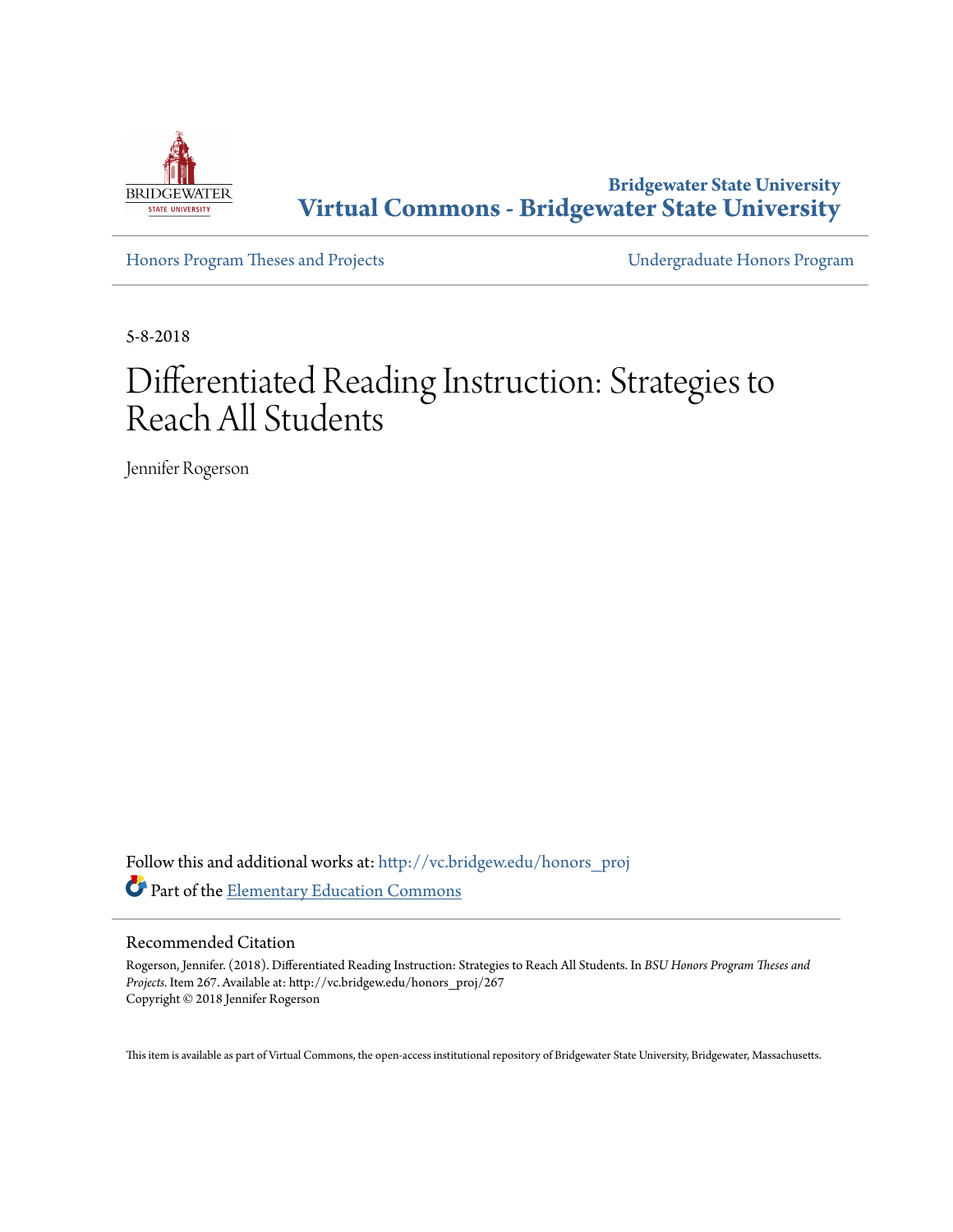Bridgewater State University

# Virtual Commons - Bridgewater State University

Honors Program Theses and Projects | Undergraduate Honors Program

5-8-2018

# Differentiated Reading Instruction: Strategies to Reach All Students

Jennifer Rogerson

Follow this and additional works at: http://vc.bridgew.edu/honors_proj

Part of the Elementary Education Commons

## Recommended Citation

Rogerson, Jennifer. (2018). Differentiated Reading Instruction: Strategies to Reach All Students. In *BSU Honors Program Theses and Projects.* Item 267. Available at: http://vc.bridgew.edu/honors_proj/267
Copyright © 2018 Jennifer Rogerson

This item is available as part of Virtual Commons, the open-access institutional repository of Bridgewater State University, Bridgewater, Massachusetts.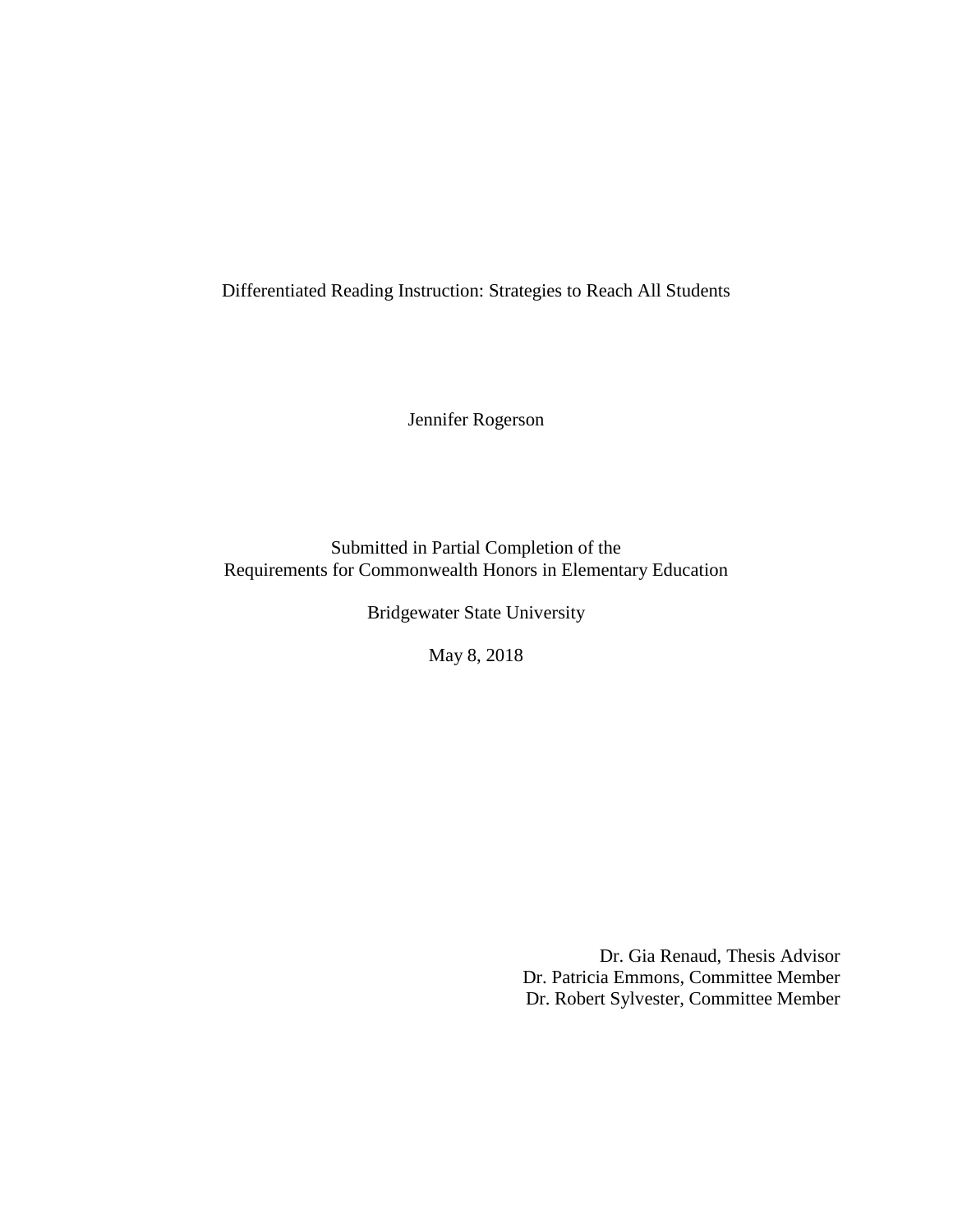Differentiated Reading Instruction: Strategies to Reach All Students

Jennifer Rogerson

Submitted in Partial Completion of the
Requirements for Commonwealth Honors in Elementary Education

Bridgewater State University

May 8, 2018

Dr. Gia Renaud, Thesis Advisor
Dr. Patricia Emmons, Committee Member
Dr. Robert Sylvester, Committee Member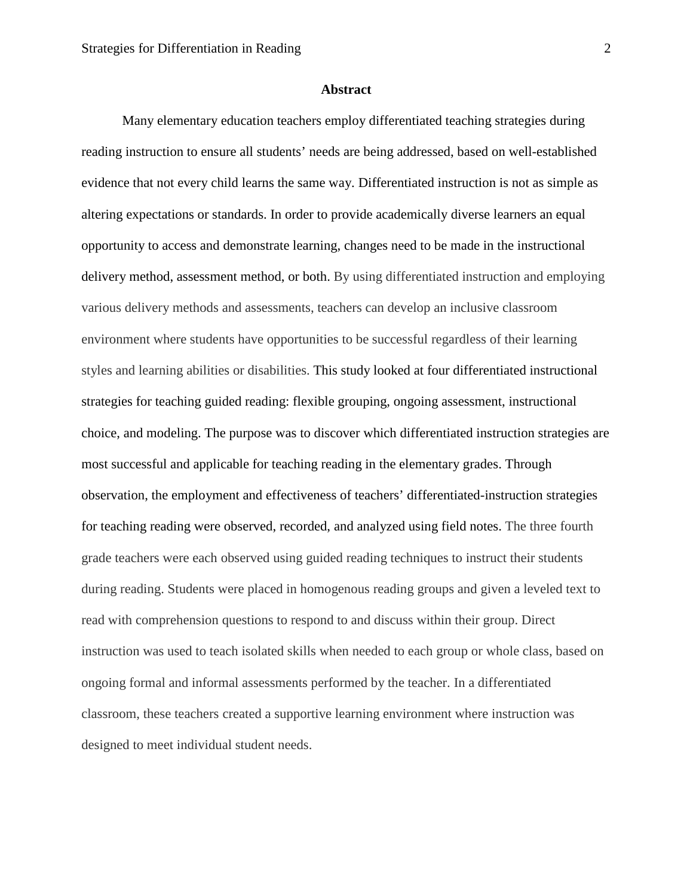## Abstract

Many elementary education teachers employ differentiated teaching strategies during reading instruction to ensure all students' needs are being addressed, based on well-established evidence that not every child learns the same way. Differentiated instruction is not as simple as altering expectations or standards. In order to provide academically diverse learners an equal opportunity to access and demonstrate learning, changes need to be made in the instructional delivery method, assessment method, or both. By using differentiated instruction and employing various delivery methods and assessments, teachers can develop an inclusive classroom environment where students have opportunities to be successful regardless of their learning styles and learning abilities or disabilities. This study looked at four differentiated instructional strategies for teaching guided reading: flexible grouping, ongoing assessment, instructional choice, and modeling. The purpose was to discover which differentiated instruction strategies are most successful and applicable for teaching reading in the elementary grades. Through observation, the employment and effectiveness of teachers' differentiated-instruction strategies for teaching reading were observed, recorded, and analyzed using field notes. The three fourth grade teachers were each observed using guided reading techniques to instruct their students during reading. Students were placed in homogenous reading groups and given a leveled text to read with comprehension questions to respond to and discuss within their group. Direct instruction was used to teach isolated skills when needed to each group or whole class, based on ongoing formal and informal assessments performed by the teacher. In a differentiated classroom, these teachers created a supportive learning environment where instruction was designed to meet individual student needs.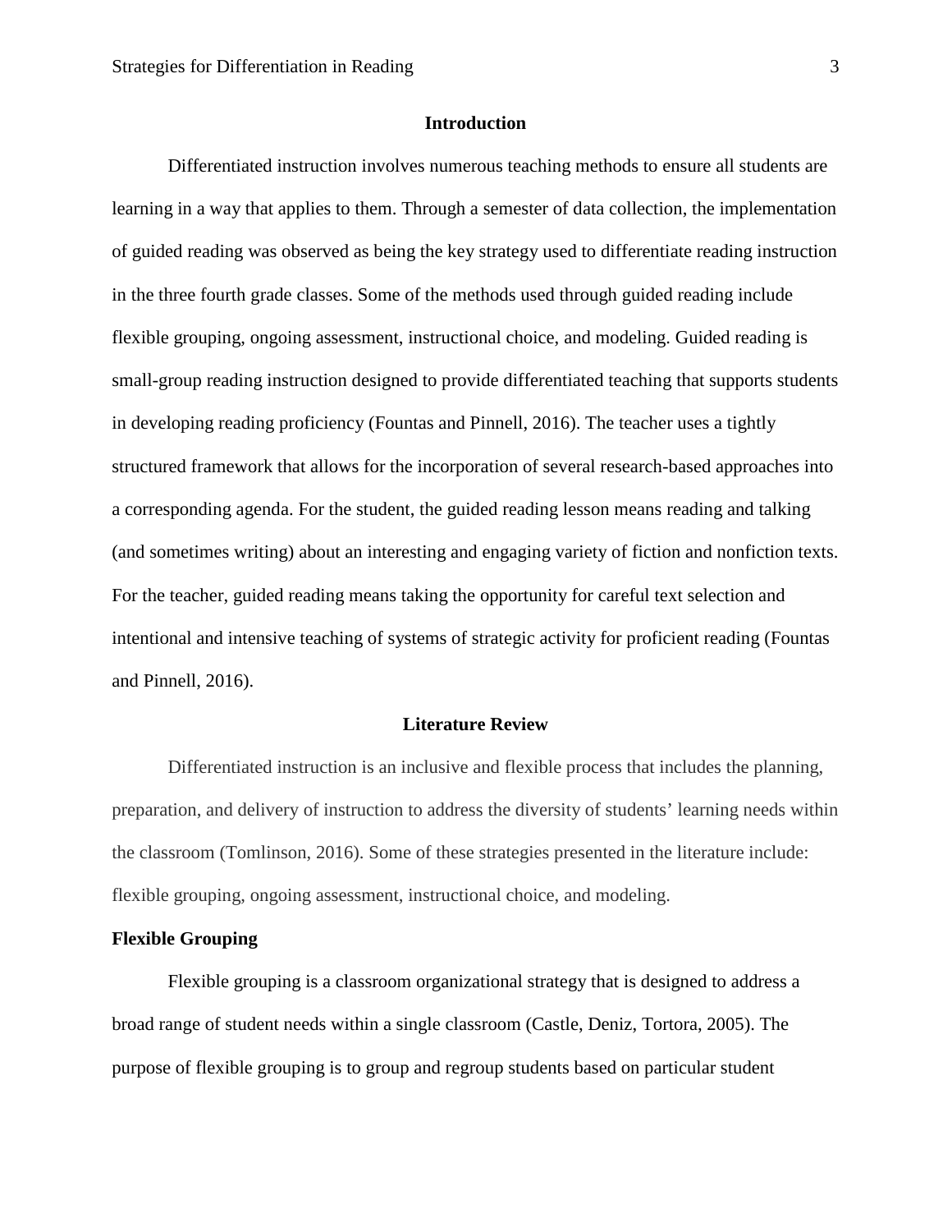## Introduction

Differentiated instruction involves numerous teaching methods to ensure all students are learning in a way that applies to them. Through a semester of data collection, the implementation of guided reading was observed as being the key strategy used to differentiate reading instruction in the three fourth grade classes. Some of the methods used through guided reading include flexible grouping, ongoing assessment, instructional choice, and modeling. Guided reading is small-group reading instruction designed to provide differentiated teaching that supports students in developing reading proficiency (Fountas and Pinnell, 2016). The teacher uses a tightly structured framework that allows for the incorporation of several research-based approaches into a corresponding agenda. For the student, the guided reading lesson means reading and talking (and sometimes writing) about an interesting and engaging variety of fiction and nonfiction texts. For the teacher, guided reading means taking the opportunity for careful text selection and intentional and intensive teaching of systems of strategic activity for proficient reading (Fountas and Pinnell, 2016).

## Literature Review

Differentiated instruction is an inclusive and flexible process that includes the planning, preparation, and delivery of instruction to address the diversity of students' learning needs within the classroom (Tomlinson, 2016). Some of these strategies presented in the literature include: flexible grouping, ongoing assessment, instructional choice, and modeling.

### Flexible Grouping

Flexible grouping is a classroom organizational strategy that is designed to address a broad range of student needs within a single classroom (Castle, Deniz, Tortora, 2005). The purpose of flexible grouping is to group and regroup students based on particular student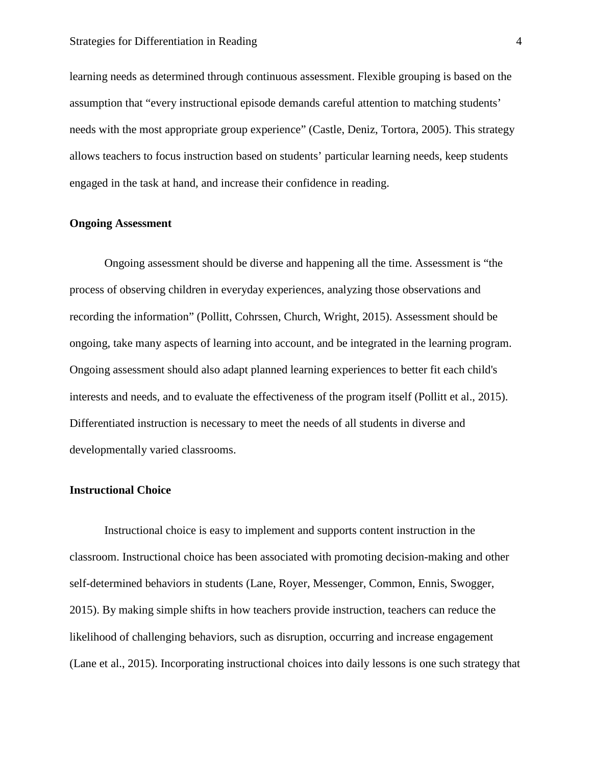learning needs as determined through continuous assessment. Flexible grouping is based on the assumption that "every instructional episode demands careful attention to matching students' needs with the most appropriate group experience" (Castle, Deniz, Tortora, 2005). This strategy allows teachers to focus instruction based on students' particular learning needs, keep students engaged in the task at hand, and increase their confidence in reading.

**Ongoing Assessment**

Ongoing assessment should be diverse and happening all the time. Assessment is "the process of observing children in everyday experiences, analyzing those observations and recording the information" (Pollitt, Cohrssen, Church, Wright, 2015). Assessment should be ongoing, take many aspects of learning into account, and be integrated in the learning program. Ongoing assessment should also adapt planned learning experiences to better fit each child's interests and needs, and to evaluate the effectiveness of the program itself (Pollitt et al., 2015). Differentiated instruction is necessary to meet the needs of all students in diverse and developmentally varied classrooms.

**Instructional Choice**

Instructional choice is easy to implement and supports content instruction in the classroom. Instructional choice has been associated with promoting decision-making and other self-determined behaviors in students (Lane, Royer, Messenger, Common, Ennis, Swogger, 2015). By making simple shifts in how teachers provide instruction, teachers can reduce the likelihood of challenging behaviors, such as disruption, occurring and increase engagement (Lane et al., 2015). Incorporating instructional choices into daily lessons is one such strategy that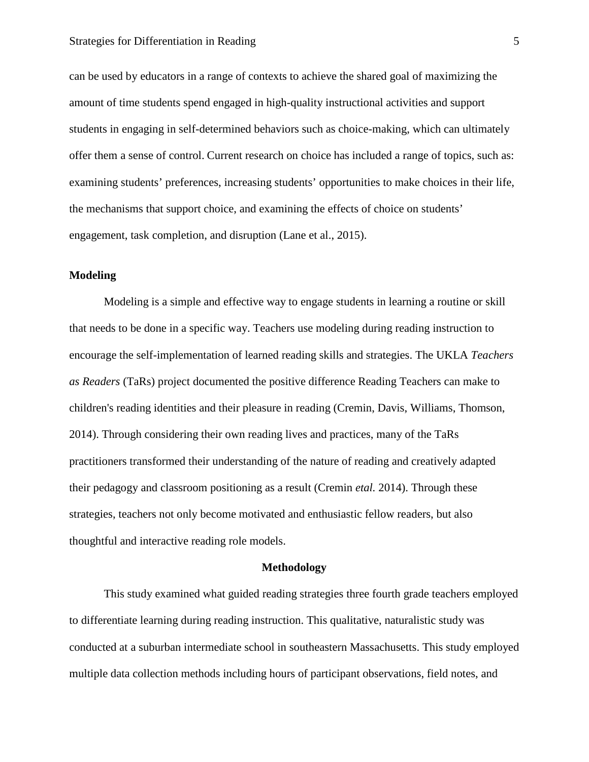can be used by educators in a range of contexts to achieve the shared goal of maximizing the amount of time students spend engaged in high-quality instructional activities and support students in engaging in self-determined behaviors such as choice-making, which can ultimately offer them a sense of control. Current research on choice has included a range of topics, such as: examining students' preferences, increasing students' opportunities to make choices in their life, the mechanisms that support choice, and examining the effects of choice on students' engagement, task completion, and disruption (Lane et al., 2015).

**Modeling**

Modeling is a simple and effective way to engage students in learning a routine or skill that needs to be done in a specific way. Teachers use modeling during reading instruction to encourage the self-implementation of learned reading skills and strategies. The UKLA *Teachers as Readers* (TaRs) project documented the positive difference Reading Teachers can make to children's reading identities and their pleasure in reading (Cremin, Davis, Williams, Thomson, 2014). Through considering their own reading lives and practices, many of the TaRs practitioners transformed their understanding of the nature of reading and creatively adapted their pedagogy and classroom positioning as a result (Cremin *etal.* 2014). Through these strategies, teachers not only become motivated and enthusiastic fellow readers, but also thoughtful and interactive reading role models.

## Methodology

This study examined what guided reading strategies three fourth grade teachers employed to differentiate learning during reading instruction. This qualitative, naturalistic study was conducted at a suburban intermediate school in southeastern Massachusetts. This study employed multiple data collection methods including hours of participant observations, field notes, and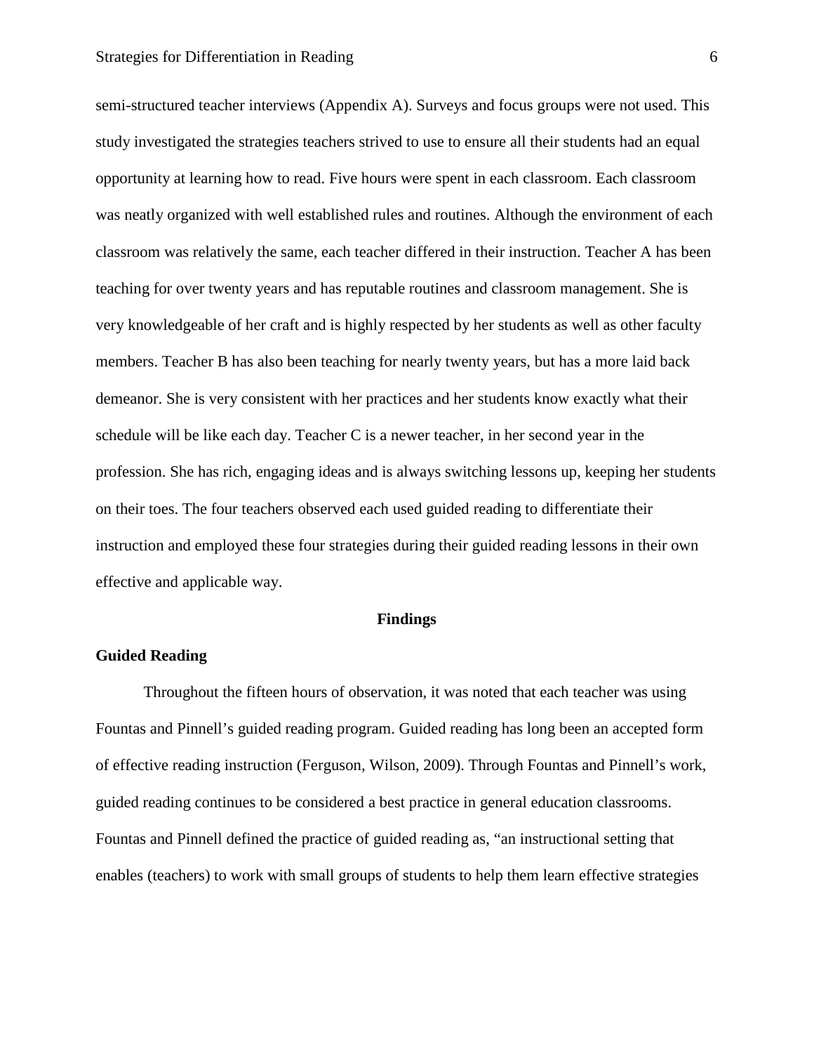semi-structured teacher interviews (Appendix A). Surveys and focus groups were not used. This study investigated the strategies teachers strived to use to ensure all their students had an equal opportunity at learning how to read. Five hours were spent in each classroom. Each classroom was neatly organized with well established rules and routines. Although the environment of each classroom was relatively the same, each teacher differed in their instruction. Teacher A has been teaching for over twenty years and has reputable routines and classroom management. She is very knowledgeable of her craft and is highly respected by her students as well as other faculty members. Teacher B has also been teaching for nearly twenty years, but has a more laid back demeanor. She is very consistent with her practices and her students know exactly what their schedule will be like each day. Teacher C is a newer teacher, in her second year in the profession. She has rich, engaging ideas and is always switching lessons up, keeping her students on their toes. The four teachers observed each used guided reading to differentiate their instruction and employed these four strategies during their guided reading lessons in their own effective and applicable way.

## Findings

### Guided Reading

Throughout the fifteen hours of observation, it was noted that each teacher was using Fountas and Pinnell's guided reading program. Guided reading has long been an accepted form of effective reading instruction (Ferguson, Wilson, 2009). Through Fountas and Pinnell's work, guided reading continues to be considered a best practice in general education classrooms. Fountas and Pinnell defined the practice of guided reading as, "an instructional setting that enables (teachers) to work with small groups of students to help them learn effective strategies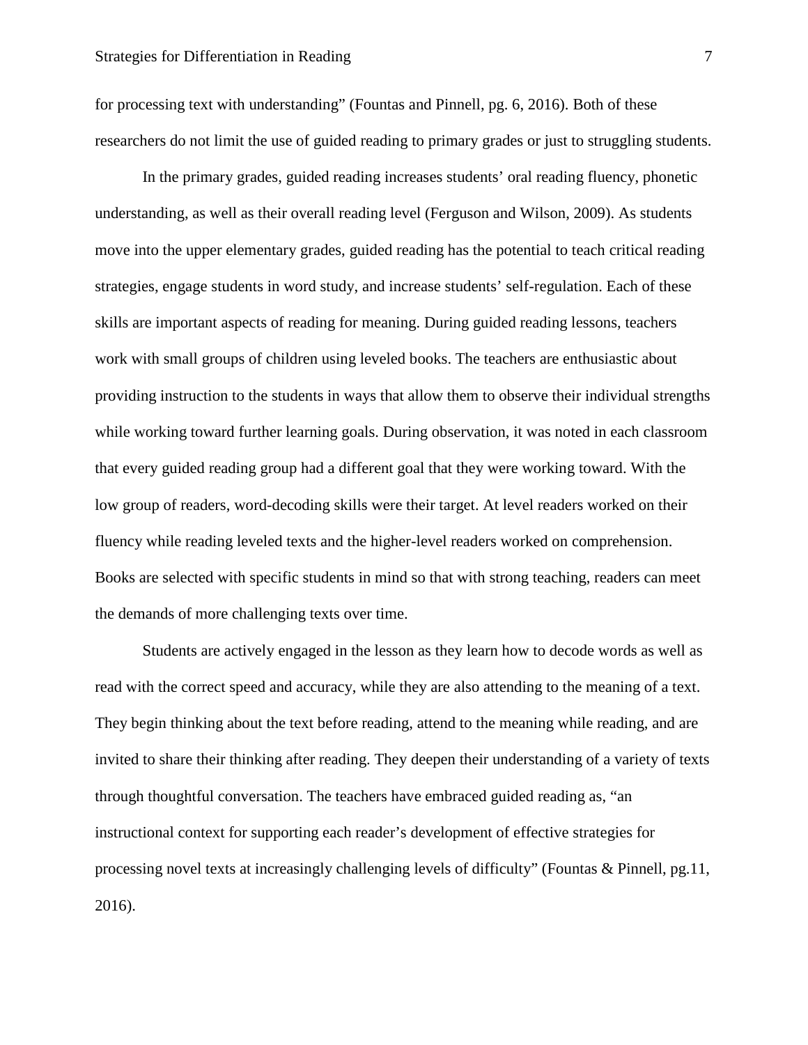for processing text with understanding" (Fountas and Pinnell, pg. 6, 2016). Both of these researchers do not limit the use of guided reading to primary grades or just to struggling students.

In the primary grades, guided reading increases students' oral reading fluency, phonetic understanding, as well as their overall reading level (Ferguson and Wilson, 2009). As students move into the upper elementary grades, guided reading has the potential to teach critical reading strategies, engage students in word study, and increase students' self-regulation. Each of these skills are important aspects of reading for meaning. During guided reading lessons, teachers work with small groups of children using leveled books. The teachers are enthusiastic about providing instruction to the students in ways that allow them to observe their individual strengths while working toward further learning goals. During observation, it was noted in each classroom that every guided reading group had a different goal that they were working toward. With the low group of readers, word-decoding skills were their target. At level readers worked on their fluency while reading leveled texts and the higher-level readers worked on comprehension. Books are selected with specific students in mind so that with strong teaching, readers can meet the demands of more challenging texts over time.

Students are actively engaged in the lesson as they learn how to decode words as well as read with the correct speed and accuracy, while they are also attending to the meaning of a text. They begin thinking about the text before reading, attend to the meaning while reading, and are invited to share their thinking after reading. They deepen their understanding of a variety of texts through thoughtful conversation. The teachers have embraced guided reading as, "an instructional context for supporting each reader's development of effective strategies for processing novel texts at increasingly challenging levels of difficulty" (Fountas & Pinnell, pg.11, 2016).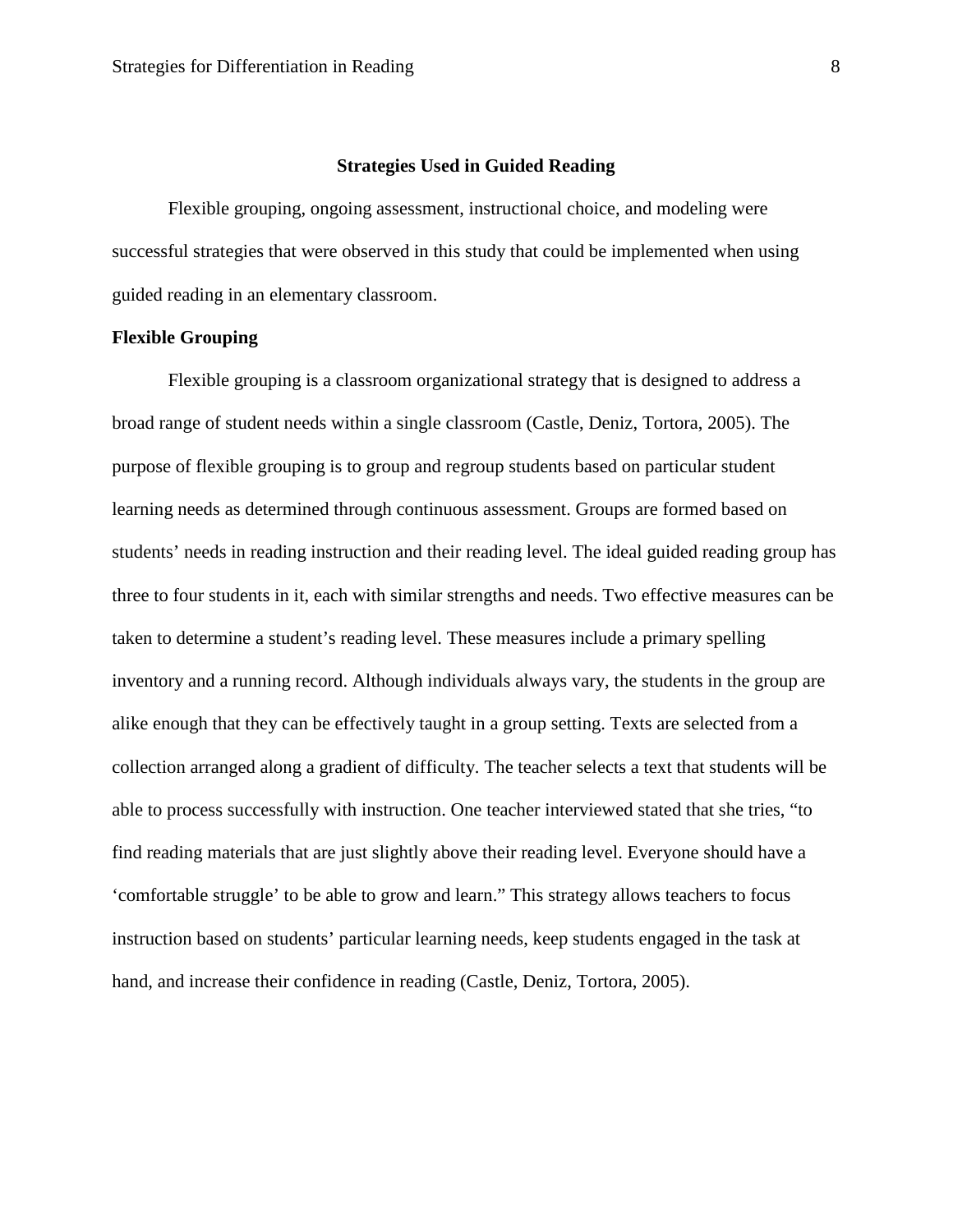## Strategies Used in Guided Reading

Flexible grouping, ongoing assessment, instructional choice, and modeling were successful strategies that were observed in this study that could be implemented when using guided reading in an elementary classroom.

### Flexible Grouping

Flexible grouping is a classroom organizational strategy that is designed to address a broad range of student needs within a single classroom (Castle, Deniz, Tortora, 2005). The purpose of flexible grouping is to group and regroup students based on particular student learning needs as determined through continuous assessment. Groups are formed based on students' needs in reading instruction and their reading level. The ideal guided reading group has three to four students in it, each with similar strengths and needs. Two effective measures can be taken to determine a student's reading level. These measures include a primary spelling inventory and a running record. Although individuals always vary, the students in the group are alike enough that they can be effectively taught in a group setting. Texts are selected from a collection arranged along a gradient of difficulty. The teacher selects a text that students will be able to process successfully with instruction. One teacher interviewed stated that she tries, "to find reading materials that are just slightly above their reading level. Everyone should have a 'comfortable struggle' to be able to grow and learn." This strategy allows teachers to focus instruction based on students' particular learning needs, keep students engaged in the task at hand, and increase their confidence in reading (Castle, Deniz, Tortora, 2005).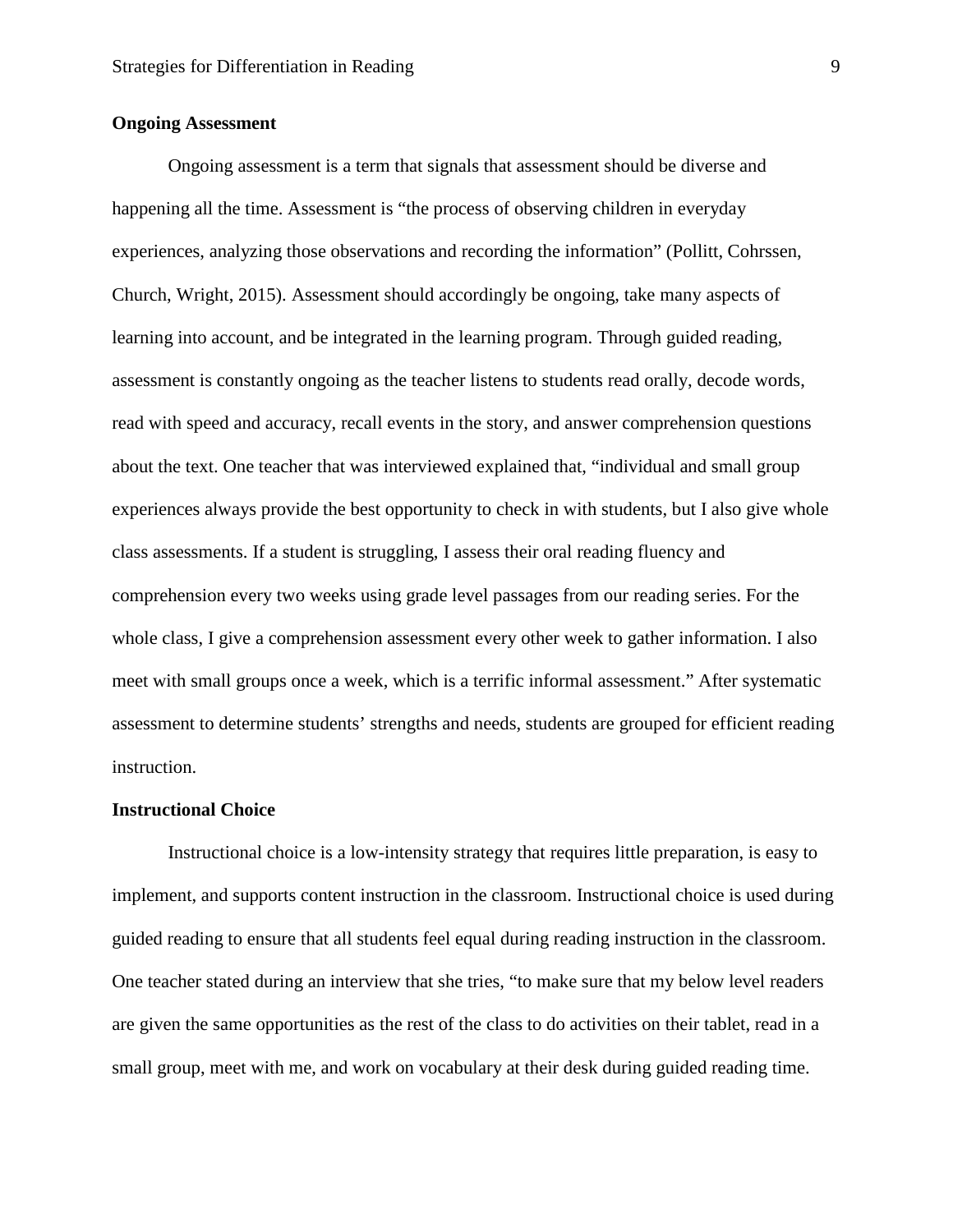**Ongoing Assessment**

Ongoing assessment is a term that signals that assessment should be diverse and happening all the time. Assessment is "the process of observing children in everyday experiences, analyzing those observations and recording the information" (Pollitt, Cohrssen, Church, Wright, 2015). Assessment should accordingly be ongoing, take many aspects of learning into account, and be integrated in the learning program. Through guided reading, assessment is constantly ongoing as the teacher listens to students read orally, decode words, read with speed and accuracy, recall events in the story, and answer comprehension questions about the text. One teacher that was interviewed explained that, "individual and small group experiences always provide the best opportunity to check in with students, but I also give whole class assessments. If a student is struggling, I assess their oral reading fluency and comprehension every two weeks using grade level passages from our reading series. For the whole class, I give a comprehension assessment every other week to gather information. I also meet with small groups once a week, which is a terrific informal assessment." After systematic assessment to determine students' strengths and needs, students are grouped for efficient reading instruction.

**Instructional Choice**

Instructional choice is a low-intensity strategy that requires little preparation, is easy to implement, and supports content instruction in the classroom. Instructional choice is used during guided reading to ensure that all students feel equal during reading instruction in the classroom. One teacher stated during an interview that she tries, "to make sure that my below level readers are given the same opportunities as the rest of the class to do activities on their tablet, read in a small group, meet with me, and work on vocabulary at their desk during guided reading time.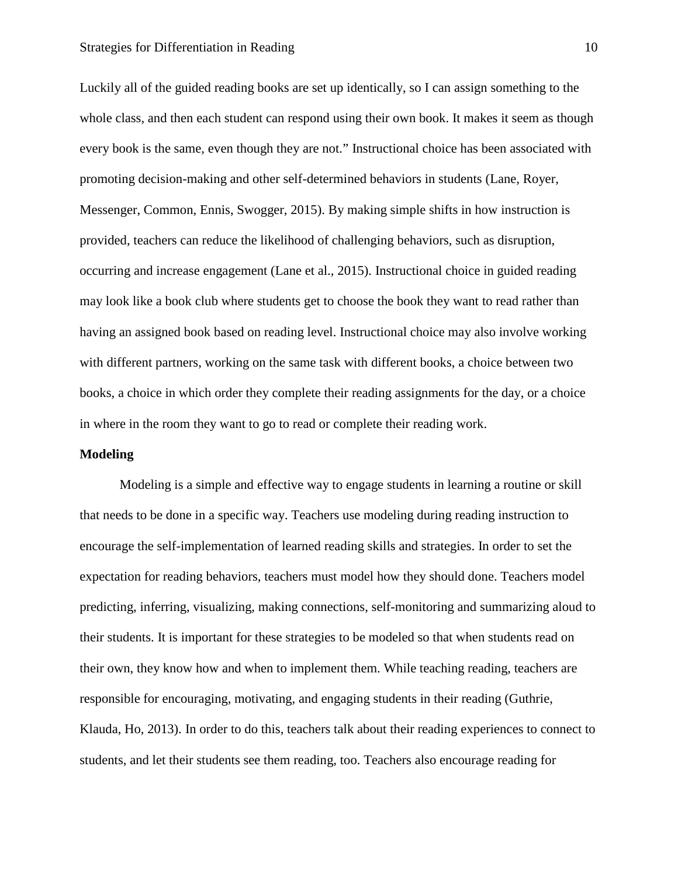Luckily all of the guided reading books are set up identically, so I can assign something to the whole class, and then each student can respond using their own book. It makes it seem as though every book is the same, even though they are not." Instructional choice has been associated with promoting decision-making and other self-determined behaviors in students (Lane, Royer, Messenger, Common, Ennis, Swogger, 2015). By making simple shifts in how instruction is provided, teachers can reduce the likelihood of challenging behaviors, such as disruption, occurring and increase engagement (Lane et al., 2015). Instructional choice in guided reading may look like a book club where students get to choose the book they want to read rather than having an assigned book based on reading level. Instructional choice may also involve working with different partners, working on the same task with different books, a choice between two books, a choice in which order they complete their reading assignments for the day, or a choice in where in the room they want to go to read or complete their reading work.

**Modeling**

Modeling is a simple and effective way to engage students in learning a routine or skill that needs to be done in a specific way. Teachers use modeling during reading instruction to encourage the self-implementation of learned reading skills and strategies. In order to set the expectation for reading behaviors, teachers must model how they should done. Teachers model predicting, inferring, visualizing, making connections, self-monitoring and summarizing aloud to their students. It is important for these strategies to be modeled so that when students read on their own, they know how and when to implement them. While teaching reading, teachers are responsible for encouraging, motivating, and engaging students in their reading (Guthrie, Klauda, Ho, 2013). In order to do this, teachers talk about their reading experiences to connect to students, and let their students see them reading, too. Teachers also encourage reading for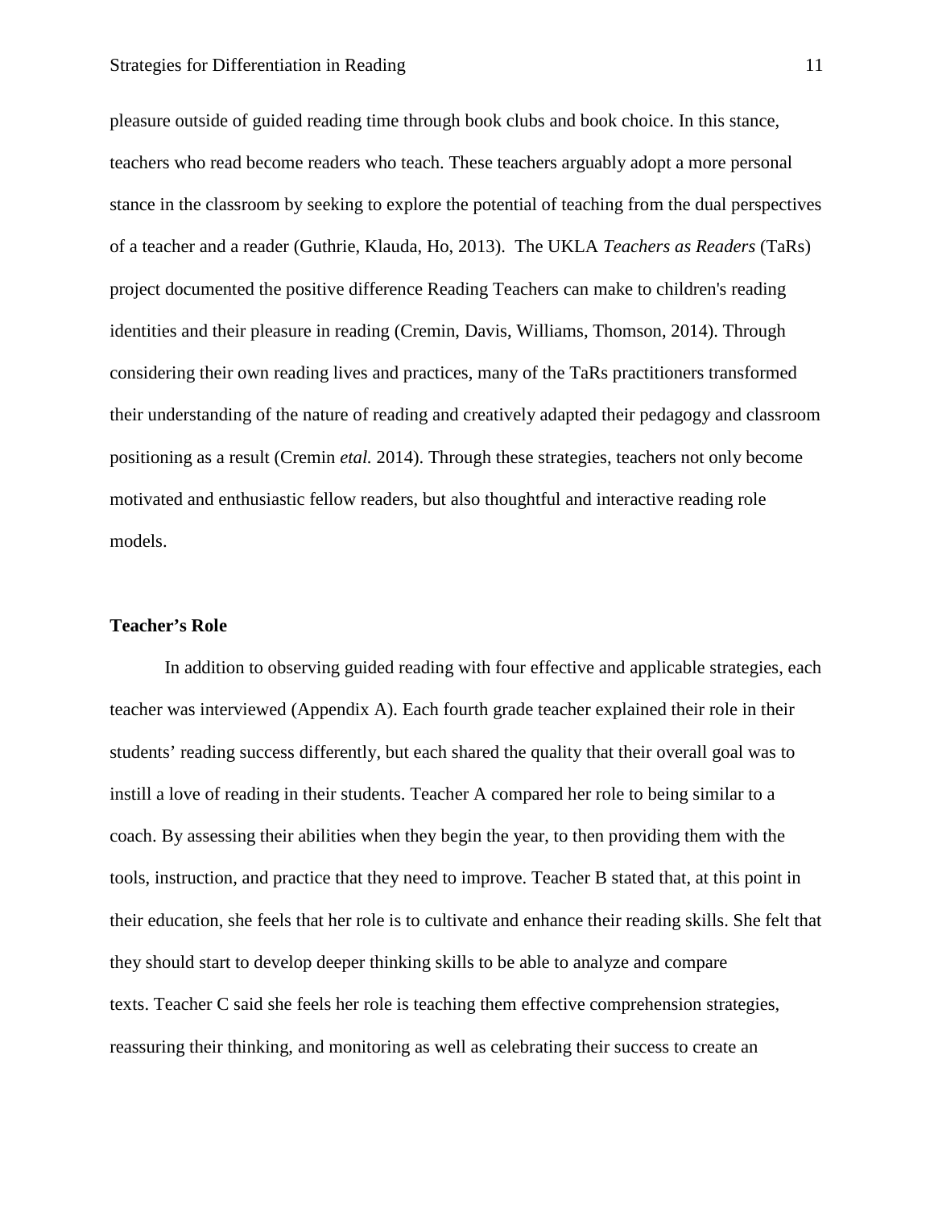pleasure outside of guided reading time through book clubs and book choice. In this stance, teachers who read become readers who teach. These teachers arguably adopt a more personal stance in the classroom by seeking to explore the potential of teaching from the dual perspectives of a teacher and a reader (Guthrie, Klauda, Ho, 2013). The UKLA *Teachers as Readers* (TaRs) project documented the positive difference Reading Teachers can make to children's reading identities and their pleasure in reading (Cremin, Davis, Williams, Thomson, 2014). Through considering their own reading lives and practices, many of the TaRs practitioners transformed their understanding of the nature of reading and creatively adapted their pedagogy and classroom positioning as a result (Cremin *etal.* 2014). Through these strategies, teachers not only become motivated and enthusiastic fellow readers, but also thoughtful and interactive reading role models.

**Teacher's Role**

In addition to observing guided reading with four effective and applicable strategies, each teacher was interviewed (Appendix A). Each fourth grade teacher explained their role in their students' reading success differently, but each shared the quality that their overall goal was to instill a love of reading in their students. Teacher A compared her role to being similar to a coach. By assessing their abilities when they begin the year, to then providing them with the tools, instruction, and practice that they need to improve. Teacher B stated that, at this point in their education, she feels that her role is to cultivate and enhance their reading skills. She felt that they should start to develop deeper thinking skills to be able to analyze and compare texts. Teacher C said she feels her role is teaching them effective comprehension strategies, reassuring their thinking, and monitoring as well as celebrating their success to create an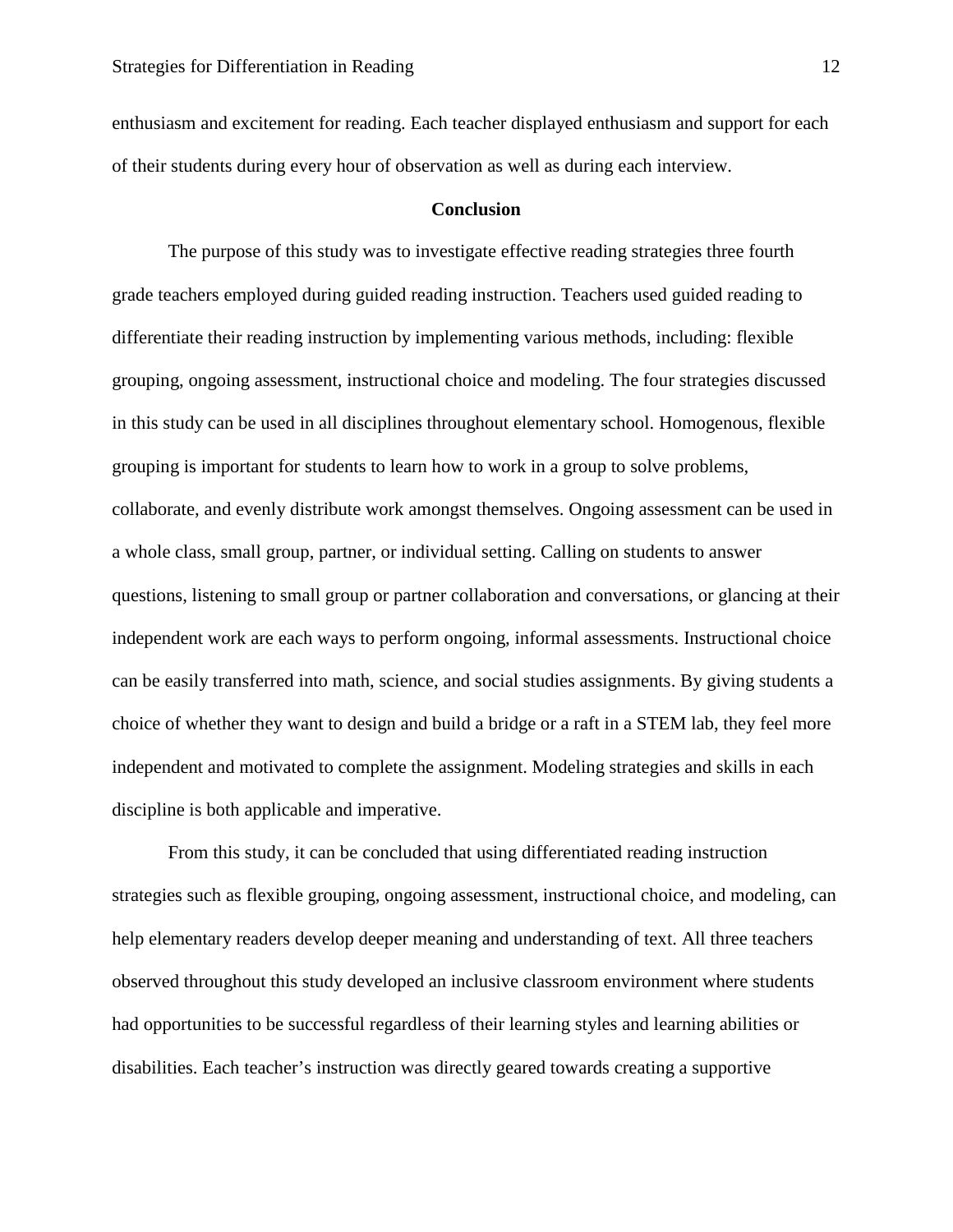enthusiasm and excitement for reading. Each teacher displayed enthusiasm and support for each of their students during every hour of observation as well as during each interview.

## Conclusion

The purpose of this study was to investigate effective reading strategies three fourth grade teachers employed during guided reading instruction. Teachers used guided reading to differentiate their reading instruction by implementing various methods, including: flexible grouping, ongoing assessment, instructional choice and modeling. The four strategies discussed in this study can be used in all disciplines throughout elementary school. Homogenous, flexible grouping is important for students to learn how to work in a group to solve problems, collaborate, and evenly distribute work amongst themselves. Ongoing assessment can be used in a whole class, small group, partner, or individual setting. Calling on students to answer questions, listening to small group or partner collaboration and conversations, or glancing at their independent work are each ways to perform ongoing, informal assessments. Instructional choice can be easily transferred into math, science, and social studies assignments. By giving students a choice of whether they want to design and build a bridge or a raft in a STEM lab, they feel more independent and motivated to complete the assignment. Modeling strategies and skills in each discipline is both applicable and imperative.

From this study, it can be concluded that using differentiated reading instruction strategies such as flexible grouping, ongoing assessment, instructional choice, and modeling, can help elementary readers develop deeper meaning and understanding of text. All three teachers observed throughout this study developed an inclusive classroom environment where students had opportunities to be successful regardless of their learning styles and learning abilities or disabilities. Each teacher's instruction was directly geared towards creating a supportive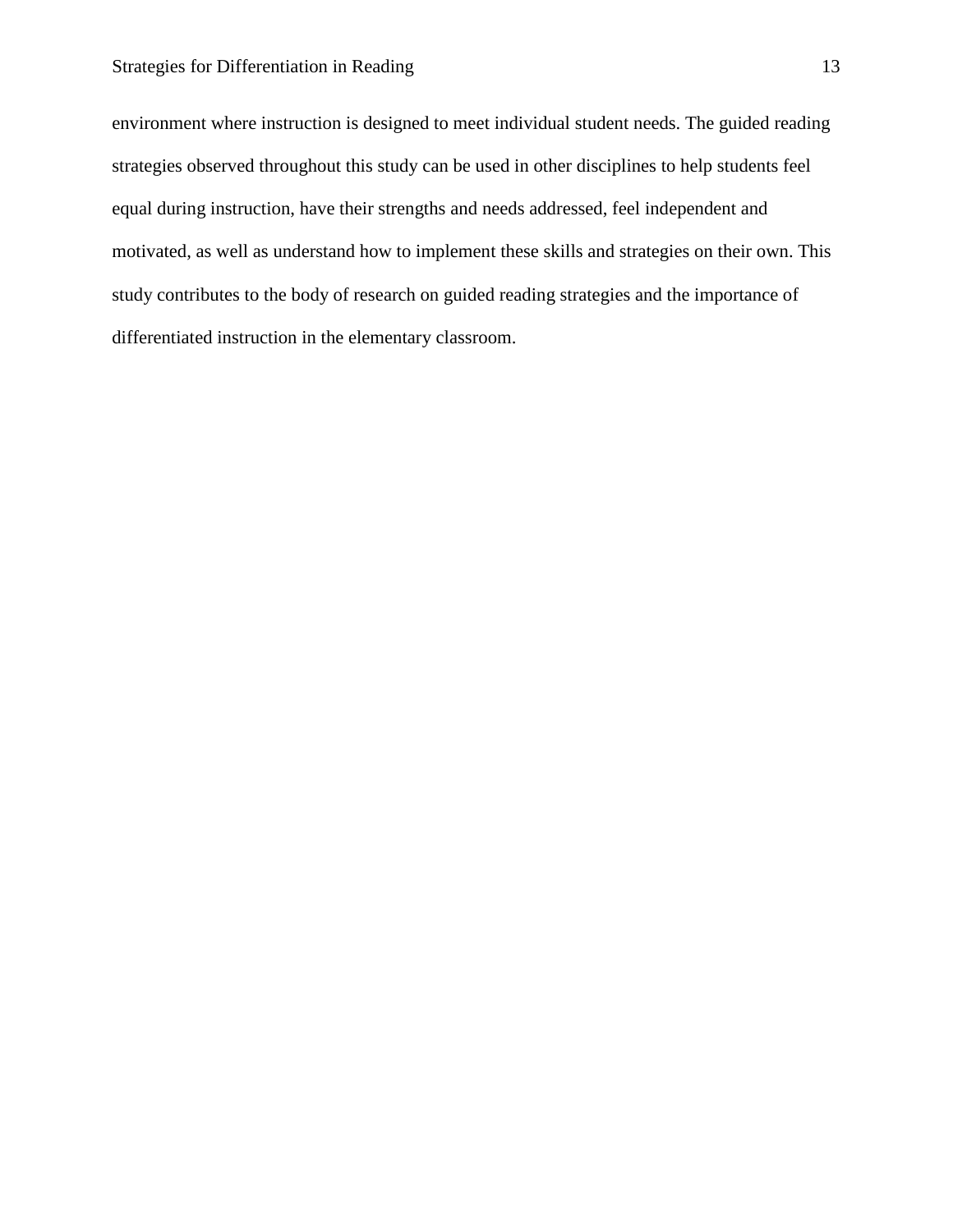environment where instruction is designed to meet individual student needs. The guided reading strategies observed throughout this study can be used in other disciplines to help students feel equal during instruction, have their strengths and needs addressed, feel independent and motivated, as well as understand how to implement these skills and strategies on their own. This study contributes to the body of research on guided reading strategies and the importance of differentiated instruction in the elementary classroom.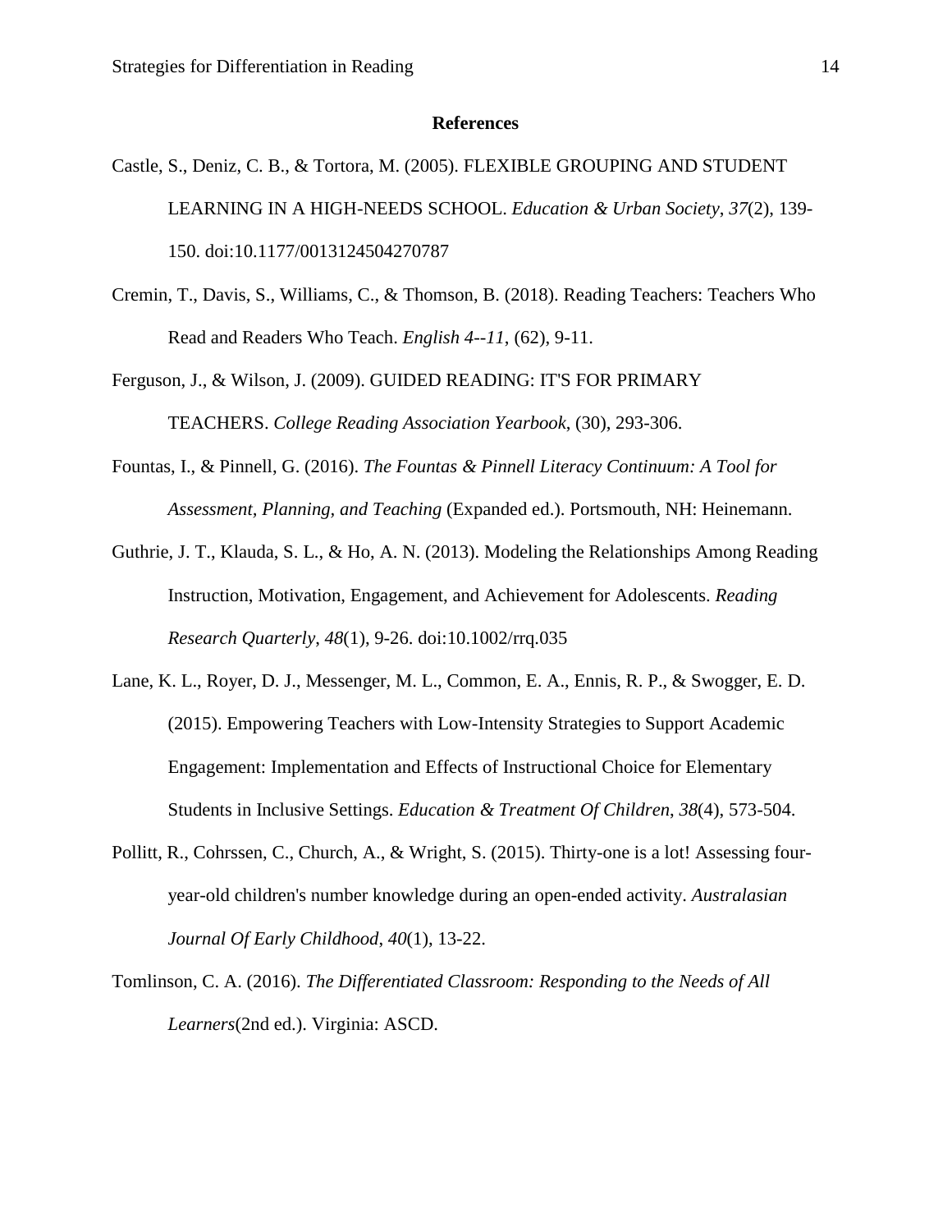**References**

Castle, S., Deniz, C. B., & Tortora, M. (2005). FLEXIBLE GROUPING AND STUDENT LEARNING IN A HIGH-NEEDS SCHOOL. *Education & Urban Society*, *37*(2), 139-150. doi:10.1177/0013124504270787

Cremin, T., Davis, S., Williams, C., & Thomson, B. (2018). Reading Teachers: Teachers Who Read and Readers Who Teach. *English 4--11*, (62), 9-11.

Ferguson, J., & Wilson, J. (2009). GUIDED READING: IT'S FOR PRIMARY TEACHERS. *College Reading Association Yearbook*, (30), 293-306.

Fountas, I., & Pinnell, G. (2016). *The Fountas & Pinnell Literacy Continuum: A Tool for Assessment, Planning, and Teaching* (Expanded ed.). Portsmouth, NH: Heinemann.

Guthrie, J. T., Klauda, S. L., & Ho, A. N. (2013). Modeling the Relationships Among Reading Instruction, Motivation, Engagement, and Achievement for Adolescents. *Reading Research Quarterly, 48*(1), 9-26. doi:10.1002/rrq.035

Lane, K. L., Royer, D. J., Messenger, M. L., Common, E. A., Ennis, R. P., & Swogger, E. D. (2015). Empowering Teachers with Low-Intensity Strategies to Support Academic Engagement: Implementation and Effects of Instructional Choice for Elementary Students in Inclusive Settings. *Education & Treatment Of Children*, *38*(4), 573-504.

Pollitt, R., Cohrssen, C., Church, A., & Wright, S. (2015). Thirty-one is a lot! Assessing four-year-old children's number knowledge during an open-ended activity. *Australasian Journal Of Early Childhood*, *40*(1), 13-22.

Tomlinson, C. A. (2016). *The Differentiated Classroom: Responding to the Needs of All Learners*(2nd ed.). Virginia: ASCD.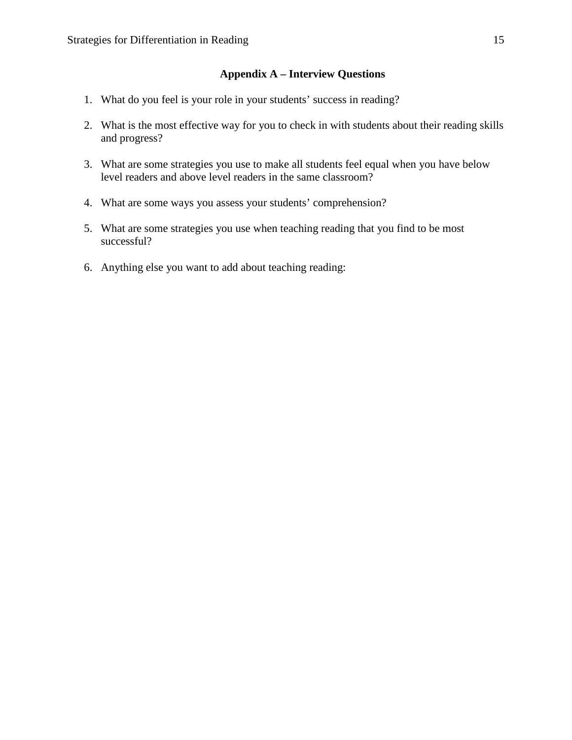## Appendix A – Interview Questions

1. What do you feel is your role in your students' success in reading?

2. What is the most effective way for you to check in with students about their reading skills and progress?

3. What are some strategies you use to make all students feel equal when you have below level readers and above level readers in the same classroom?

4. What are some ways you assess your students' comprehension?

5. What are some strategies you use when teaching reading that you find to be most successful?

6. Anything else you want to add about teaching reading: